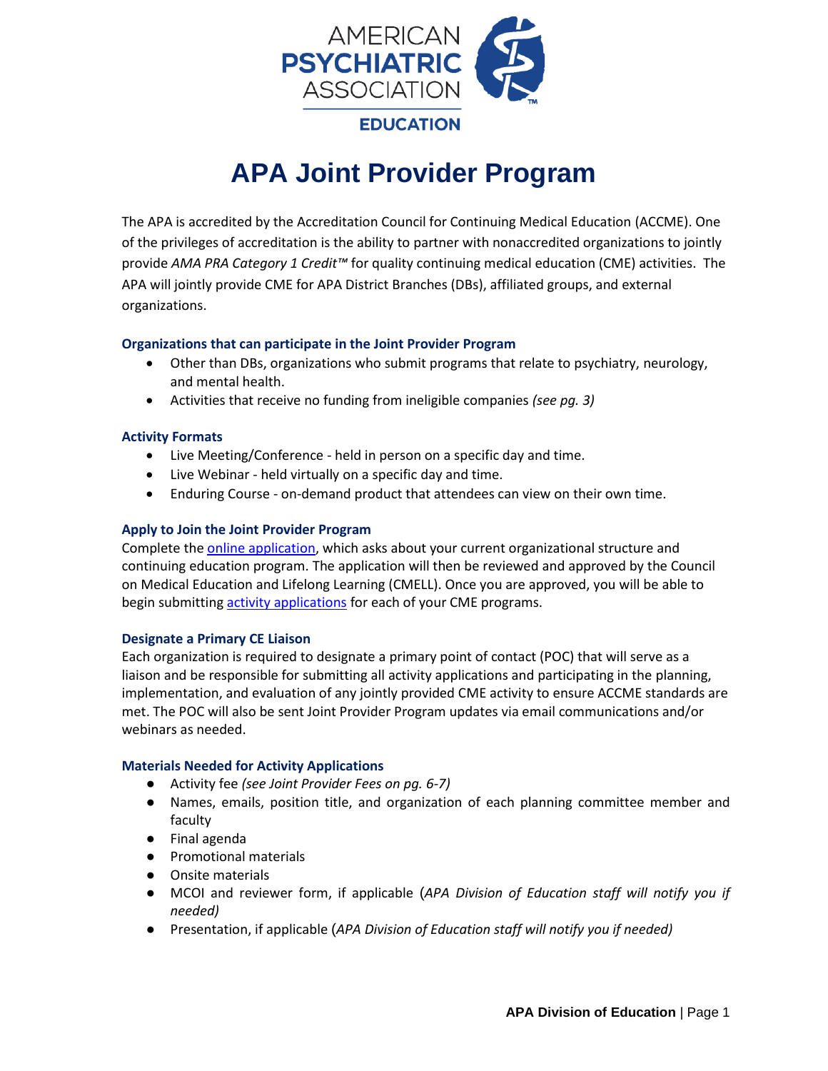# APA Joint Provider Program

The APA is accredited by the Accreditation Council for Continuing Medical Education (ACCME). One of the privileges of accreditation is the ability to partner with nonaccredited organizations to jointly provide *AMA PRA Category 1 Credit™* for quality continuing medical education (CME) activities. The APA will jointly provide CME for APA District Branches (DBs), affiliated groups, and external organizations.

### Organizations that can participate in the Joint Provider Program

- Other than DBs, organizations who submit programs that relate to psychiatry, neurology, and mental health.
- Activities that receive no funding from ineligible companies *(see pg. 3)*

### Activity Formats

- Live Meeting/Conference - held in person on a specific day and time.
- Live Webinar - held virtually on a specific day and time.
- Enduring Course - on-demand product that attendees can view on their own time.

### Apply to Join the Joint Provider Program

Complete the online application, which asks about your current organizational structure and continuing education program. The application will then be reviewed and approved by the Council on Medical Education and Lifelong Learning (CMELL). Once you are approved, you will be able to begin submitting activity applications for each of your CME programs.

### Designate a Primary CE Liaison

Each organization is required to designate a primary point of contact (POC) that will serve as a liaison and be responsible for submitting all activity applications and participating in the planning, implementation, and evaluation of any jointly provided CME activity to ensure ACCME standards are met. The POC will also be sent Joint Provider Program updates via email communications and/or webinars as needed.

### Materials Needed for Activity Applications

- Activity fee *(see Joint Provider Fees on pg. 6-7)*
- Names, emails, position title, and organization of each planning committee member and faculty
- Final agenda
- Promotional materials
- Onsite materials
- MCOI and reviewer form, if applicable (*APA Division of Education staff will notify you if needed)*
- Presentation, if applicable (*APA Division of Education staff will notify you if needed)*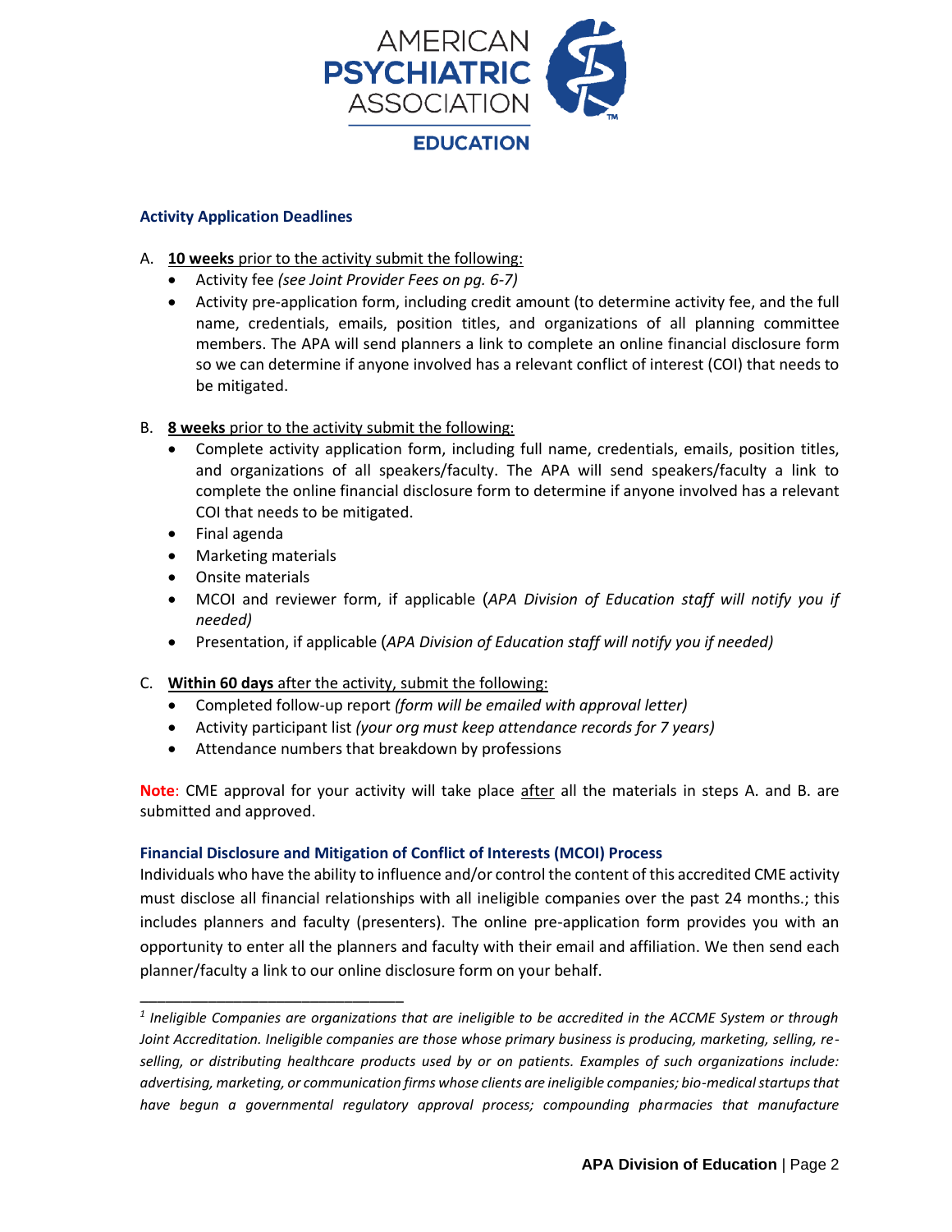### Activity Application Deadlines

A. **10 weeks** prior to the activity submit the following:
   - Activity fee *(see Joint Provider Fees on pg. 6-7)*
   - Activity pre-application form, including credit amount (to determine activity fee, and the full name, credentials, emails, position titles, and organizations of all planning committee members. The APA will send planners a link to complete an online financial disclosure form so we can determine if anyone involved has a relevant conflict of interest (COI) that needs to be mitigated.

B. **8 weeks** prior to the activity submit the following:
   - Complete activity application form, including full name, credentials, emails, position titles, and organizations of all speakers/faculty. The APA will send speakers/faculty a link to complete the online financial disclosure form to determine if anyone involved has a relevant COI that needs to be mitigated.
   - Final agenda
   - Marketing materials
   - Onsite materials
   - MCOI and reviewer form, if applicable (*APA Division of Education staff will notify you if needed)*
   - Presentation, if applicable (*APA Division of Education staff will notify you if needed)*

C. **Within 60 days** after the activity, submit the following:
   - Completed follow-up report *(form will be emailed with approval letter)*
   - Activity participant list *(your org must keep attendance records for 7 years)*
   - Attendance numbers that breakdown by professions

**Note**: CME approval for your activity will take place after all the materials in steps A. and B. are submitted and approved.

### Financial Disclosure and Mitigation of Conflict of Interests (MCOI) Process

Individuals who have the ability to influence and/or control the content of this accredited CME activity must disclose all financial relationships with all ineligible companies over the past 24 months.; this includes planners and faculty (presenters). The online pre-application form provides you with an opportunity to enter all the planners and faculty with their email and affiliation. We then send each planner/faculty a link to our online disclosure form on your behalf.

---

*[1] Ineligible Companies are organizations that are ineligible to be accredited in the ACCME System or through Joint Accreditation. Ineligible companies are those whose primary business is producing, marketing, selling, re-selling, or distributing healthcare products used by or on patients. Examples of such organizations include: advertising, marketing, or communication firms whose clients are ineligible companies; bio-medical startups that have begun a governmental regulatory approval process; compounding pharmacies that manufacture*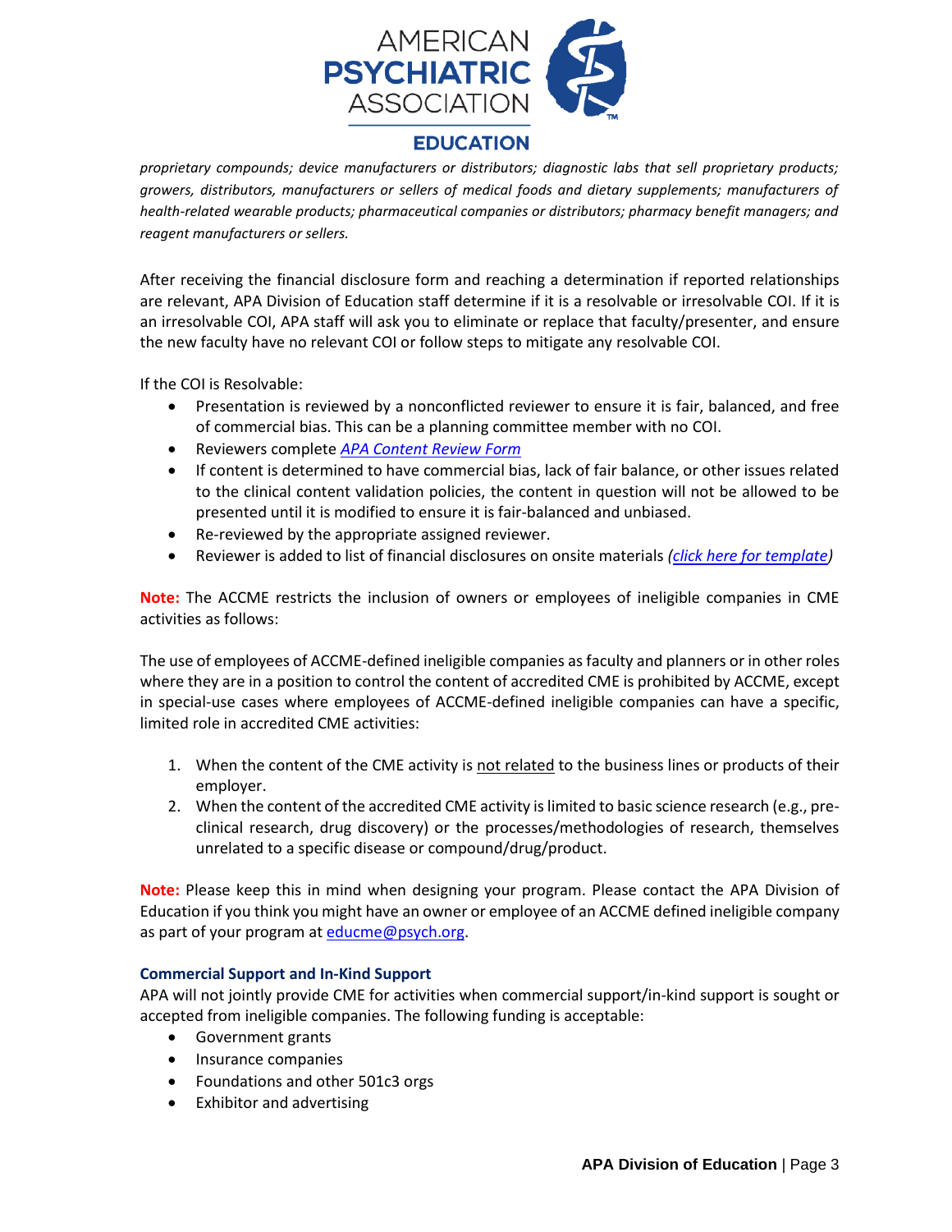*proprietary compounds; device manufacturers or distributors; diagnostic labs that sell proprietary products; growers, distributors, manufacturers or sellers of medical foods and dietary supplements; manufacturers of health-related wearable products; pharmaceutical companies or distributors; pharmacy benefit managers; and reagent manufacturers or sellers.*

After receiving the financial disclosure form and reaching a determination if reported relationships are relevant, APA Division of Education staff determine if it is a resolvable or irresolvable COI. If it is an irresolvable COI, APA staff will ask you to eliminate or replace that faculty/presenter, and ensure the new faculty have no relevant COI or follow steps to mitigate any resolvable COI.

If the COI is Resolvable:

- Presentation is reviewed by a nonconflicted reviewer to ensure it is fair, balanced, and free of commercial bias. This can be a planning committee member with no COI.
- Reviewers complete *APA Content Review Form*
- If content is determined to have commercial bias, lack of fair balance, or other issues related to the clinical content validation policies, the content in question will not be allowed to be presented until it is modified to ensure it is fair-balanced and unbiased.
- Re-reviewed by the appropriate assigned reviewer.
- Reviewer is added to list of financial disclosures on onsite materials *(click here for template)*

**Note:** The ACCME restricts the inclusion of owners or employees of ineligible companies in CME activities as follows:

The use of employees of ACCME-defined ineligible companies as faculty and planners or in other roles where they are in a position to control the content of accredited CME is prohibited by ACCME, except in special-use cases where employees of ACCME-defined ineligible companies can have a specific, limited role in accredited CME activities:

1. When the content of the CME activity is not related to the business lines or products of their employer.
2. When the content of the accredited CME activity is limited to basic science research (e.g., pre-clinical research, drug discovery) or the processes/methodologies of research, themselves unrelated to a specific disease or compound/drug/product.

**Note:** Please keep this in mind when designing your program. Please contact the APA Division of Education if you think you might have an owner or employee of an ACCME defined ineligible company as part of your program at educme@psych.org.

### Commercial Support and In-Kind Support

APA will not jointly provide CME for activities when commercial support/in-kind support is sought or accepted from ineligible companies. The following funding is acceptable:

- Government grants
- Insurance companies
- Foundations and other 501c3 orgs
- Exhibitor and advertising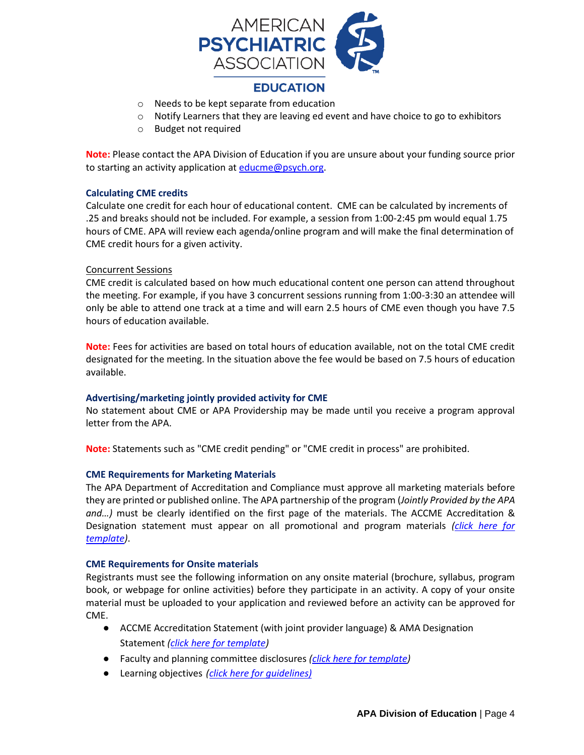- Needs to be kept separate from education
- Notify Learners that they are leaving ed event and have choice to go to exhibitors
- Budget not required

**Note:** Please contact the APA Division of Education if you are unsure about your funding source prior to starting an activity application at educme@psych.org.

### Calculating CME credits

Calculate one credit for each hour of educational content. CME can be calculated by increments of .25 and breaks should not be included. For example, a session from 1:00-2:45 pm would equal 1.75 hours of CME. APA will review each agenda/online program and will make the final determination of CME credit hours for a given activity.

Concurrent Sessions

CME credit is calculated based on how much educational content one person can attend throughout the meeting. For example, if you have 3 concurrent sessions running from 1:00-3:30 an attendee will only be able to attend one track at a time and will earn 2.5 hours of CME even though you have 7.5 hours of education available.

**Note:** Fees for activities are based on total hours of education available, not on the total CME credit designated for the meeting. In the situation above the fee would be based on 7.5 hours of education available.

### Advertising/marketing jointly provided activity for CME

No statement about CME or APA Providership may be made until you receive a program approval letter from the APA.

**Note:** Statements such as "CME credit pending" or "CME credit in process" are prohibited.

### CME Requirements for Marketing Materials

The APA Department of Accreditation and Compliance must approve all marketing materials before they are printed or published online. The APA partnership of the program (*Jointly Provided by the APA and…)* must be clearly identified on the first page of the materials. The ACCME Accreditation & Designation statement must appear on all promotional and program materials *(click here for template)*.

### CME Requirements for Onsite materials

Registrants must see the following information on any onsite material (brochure, syllabus, program book, or webpage for online activities) before they participate in an activity. A copy of your onsite material must be uploaded to your application and reviewed before an activity can be approved for CME.

- ACCME Accreditation Statement (with joint provider language) & AMA Designation Statement *(click here for template)*
- Faculty and planning committee disclosures *(click here for template)*
- Learning objectives *(click here for guidelines)*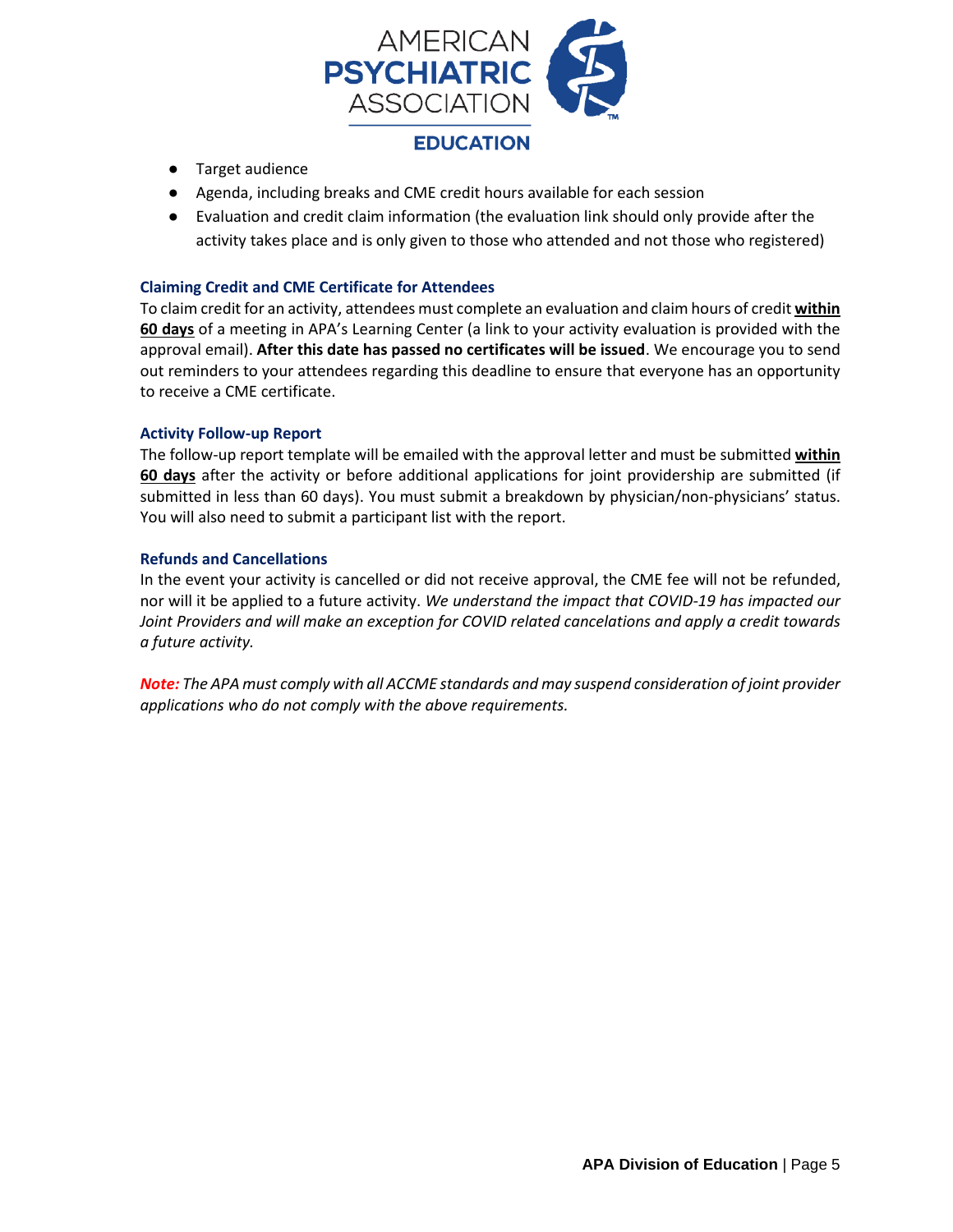- Target audience
- Agenda, including breaks and CME credit hours available for each session
- Evaluation and credit claim information (the evaluation link should only provide after the activity takes place and is only given to those who attended and not those who registered)

### Claiming Credit and CME Certificate for Attendees

To claim credit for an activity, attendees must complete an evaluation and claim hours of credit **<u>within 60 days</u>** of a meeting in APA's Learning Center (a link to your activity evaluation is provided with the approval email). **After this date has passed no certificates will be issued**. We encourage you to send out reminders to your attendees regarding this deadline to ensure that everyone has an opportunity to receive a CME certificate.

### Activity Follow-up Report

The follow-up report template will be emailed with the approval letter and must be submitted **<u>within 60 days</u>** after the activity or before additional applications for joint providership are submitted (if submitted in less than 60 days). You must submit a breakdown by physician/non-physicians' status. You will also need to submit a participant list with the report.

### Refunds and Cancellations

In the event your activity is cancelled or did not receive approval, the CME fee will not be refunded, nor will it be applied to a future activity. *We understand the impact that COVID-19 has impacted our Joint Providers and will make an exception for COVID related cancelations and apply a credit towards a future activity.*

***Note:*** *The APA must comply with all ACCME standards and may suspend consideration of joint provider applications who do not comply with the above requirements.*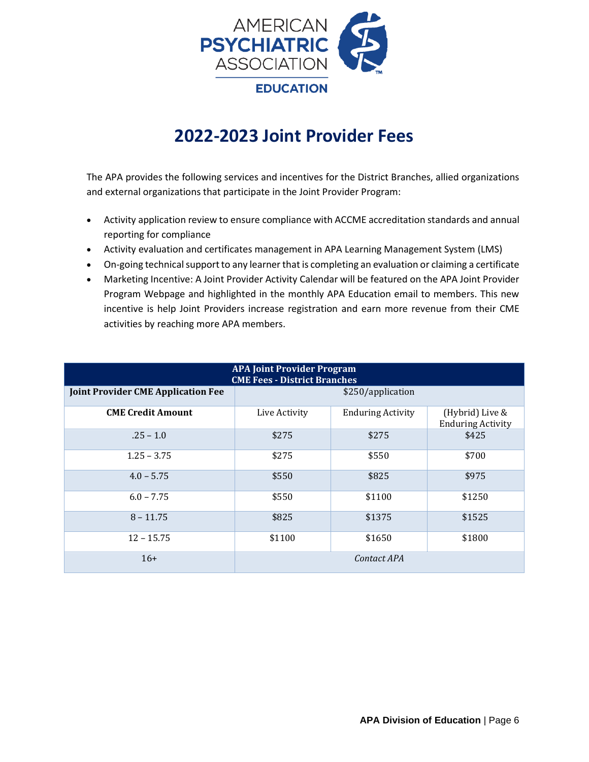# 2022-2023 Joint Provider Fees

The APA provides the following services and incentives for the District Branches, allied organizations and external organizations that participate in the Joint Provider Program:

- Activity application review to ensure compliance with ACCME accreditation standards and annual reporting for compliance
- Activity evaluation and certificates management in APA Learning Management System (LMS)
- On-going technical support to any learner that is completing an evaluation or claiming a certificate
- Marketing Incentive: A Joint Provider Activity Calendar will be featured on the APA Joint Provider Program Webpage and highlighted in the monthly APA Education email to members. This new incentive is help Joint Providers increase registration and earn more revenue from their CME activities by reaching more APA members.

| APA Joint Provider Program<br>CME Fees - District Branches | | | |
|---|---|---|---|
| **Joint Provider CME Application Fee** | $250/application | | |
| **CME Credit Amount** | Live Activity | Enduring Activity | (Hybrid) Live & Enduring Activity |
| .25 – 1.0 | $275 | $275 | $425 |
| 1.25 – 3.75 | $275 | $550 | $700 |
| 4.0 – 5.75 | $550 | $825 | $975 |
| 6.0 – 7.75 | $550 | $1100 | $1250 |
| 8 – 11.75 | $825 | $1375 | $1525 |
| 12 – 15.75 | $1100 | $1650 | $1800 |
| 16+ | *Contact APA* | | |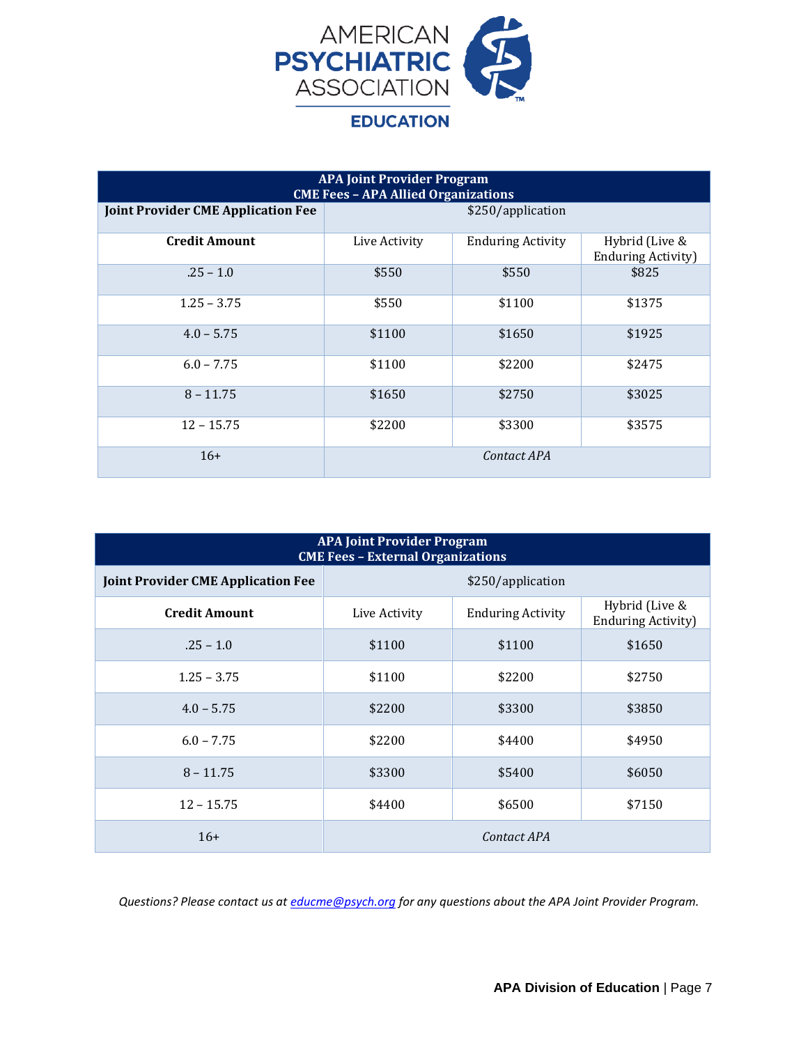AMERICAN PSYCHIATRIC ASSOCIATION EDUCATION

| APA Joint Provider Program<br>CME Fees – APA Allied Organizations | | | |
|---|---|---|---|
| **Joint Provider CME Application Fee** | $250/application | | |
| **Credit Amount** | Live Activity | Enduring Activity | Hybrid (Live & Enduring Activity) |
| .25 – 1.0 | $550 | $550 | $825 |
| 1.25 – 3.75 | $550 | $1100 | $1375 |
| 4.0 – 5.75 | $1100 | $1650 | $1925 |
| 6.0 – 7.75 | $1100 | $2200 | $2475 |
| 8 – 11.75 | $1650 | $2750 | $3025 |
| 12 – 15.75 | $2200 | $3300 | $3575 |
| 16+ | *Contact APA* | | |

| APA Joint Provider Program<br>CME Fees – External Organizations | | | |
|---|---|---|---|
| **Joint Provider CME Application Fee** | $250/application | | |
| **Credit Amount** | Live Activity | Enduring Activity | Hybrid (Live & Enduring Activity) |
| .25 – 1.0 | $1100 | $1100 | $1650 |
| 1.25 – 3.75 | $1100 | $2200 | $2750 |
| 4.0 – 5.75 | $2200 | $3300 | $3850 |
| 6.0 – 7.75 | $2200 | $4400 | $4950 |
| 8 – 11.75 | $3300 | $5400 | $6050 |
| 12 – 15.75 | $4400 | $6500 | $7150 |
| 16+ | *Contact APA* | | |

*Questions? Please contact us at educme@psych.org for any questions about the APA Joint Provider Program.*